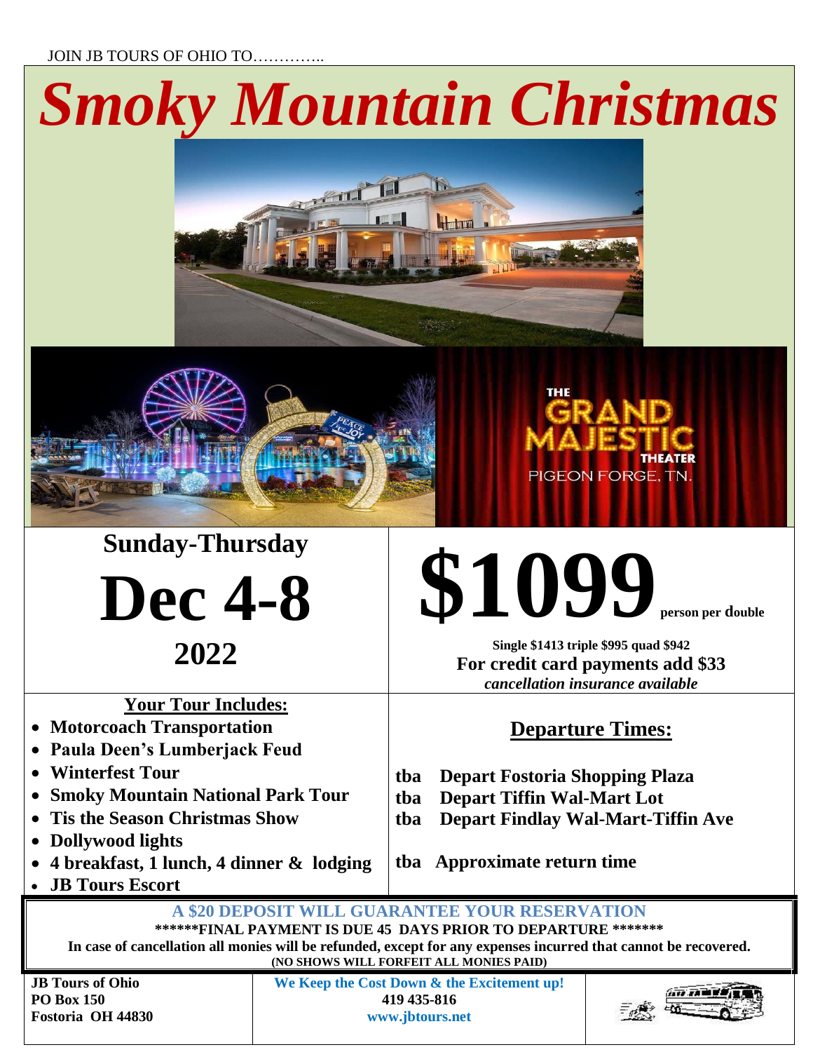JOIN JB TOURS OF OHIO TO…………..

# Smoky Mountain Christmas

THE GRAND MAJESTIC THEATER
PIGEON FORGE, TN.

## Sunday-Thursday

# Dec 4-8

## 2022

# $1099 person per double

**Single $1413 triple $995 quad $942**

**For credit card payments add $33**

***cancellation insurance available***

**Your Tour Includes:**

- **Motorcoach Transportation**
- **Paula Deen's Lumberjack Feud**
- **Winterfest Tour**
- **Smoky Mountain National Park Tour**
- **Tis the Season Christmas Show**
- **Dollywood lights**
- **4 breakfast, 1 lunch, 4 dinner & lodging**
- **JB Tours Escort**

**Departure Times:**

**tba Depart Fostoria Shopping Plaza**
**tba Depart Tiffin Wal-Mart Lot**
**tba Depart Findlay Wal-Mart-Tiffin Ave**

**tba Approximate return time**

**A $20 DEPOSIT WILL GUARANTEE YOUR RESERVATION**

**\*\*\*\*\*\*FINAL PAYMENT IS DUE 45 DAYS PRIOR TO DEPARTURE \*\*\*\*\*\*\***

**In case of cancellation all monies will be refunded, except for any expenses incurred that cannot be recovered.**

**(NO SHOWS WILL FORFEIT ALL MONIES PAID)**

**JB Tours of Ohio**
**PO Box 150**
**Fostoria OH 44830**

**We Keep the Cost Down & the Excitement up!**
**419 435-816**
**www.jbtours.net**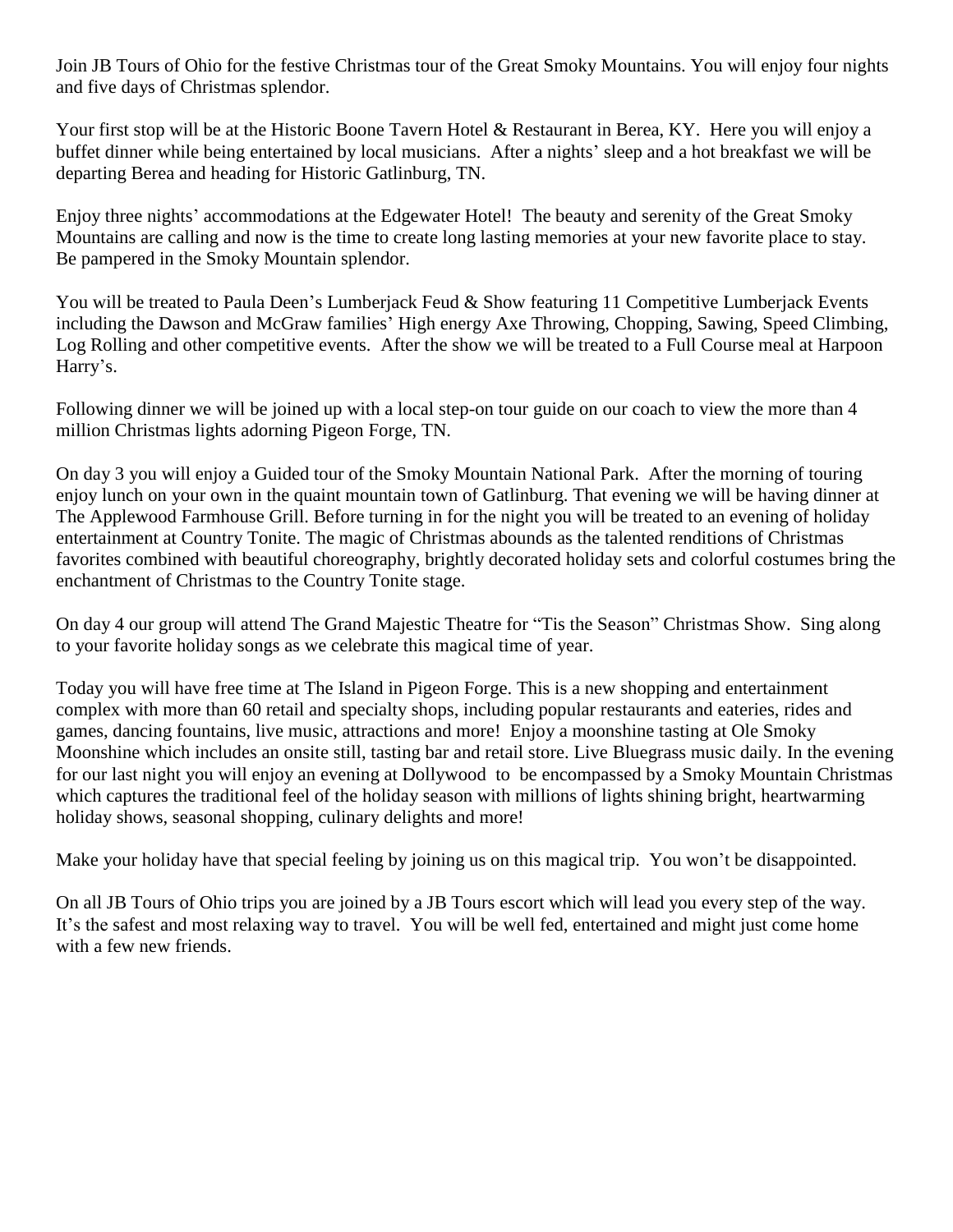Join JB Tours of Ohio for the festive Christmas tour of the Great Smoky Mountains. You will enjoy four nights and five days of Christmas splendor.

Your first stop will be at the Historic Boone Tavern Hotel & Restaurant in Berea, KY. Here you will enjoy a buffet dinner while being entertained by local musicians. After a nights' sleep and a hot breakfast we will be departing Berea and heading for Historic Gatlinburg, TN.

Enjoy three nights' accommodations at the Edgewater Hotel! The beauty and serenity of the Great Smoky Mountains are calling and now is the time to create long lasting memories at your new favorite place to stay. Be pampered in the Smoky Mountain splendor.

You will be treated to Paula Deen's Lumberjack Feud & Show featuring 11 Competitive Lumberjack Events including the Dawson and McGraw families' High energy Axe Throwing, Chopping, Sawing, Speed Climbing, Log Rolling and other competitive events. After the show we will be treated to a Full Course meal at Harpoon Harry's.

Following dinner we will be joined up with a local step-on tour guide on our coach to view the more than 4 million Christmas lights adorning Pigeon Forge, TN.

On day 3 you will enjoy a Guided tour of the Smoky Mountain National Park. After the morning of touring enjoy lunch on your own in the quaint mountain town of Gatlinburg. That evening we will be having dinner at The Applewood Farmhouse Grill. Before turning in for the night you will be treated to an evening of holiday entertainment at Country Tonite. The magic of Christmas abounds as the talented renditions of Christmas favorites combined with beautiful choreography, brightly decorated holiday sets and colorful costumes bring the enchantment of Christmas to the Country Tonite stage.

On day 4 our group will attend The Grand Majestic Theatre for "Tis the Season" Christmas Show. Sing along to your favorite holiday songs as we celebrate this magical time of year.

Today you will have free time at The Island in Pigeon Forge. This is a new shopping and entertainment complex with more than 60 retail and specialty shops, including popular restaurants and eateries, rides and games, dancing fountains, live music, attractions and more! Enjoy a moonshine tasting at Ole Smoky Moonshine which includes an onsite still, tasting bar and retail store. Live Bluegrass music daily. In the evening for our last night you will enjoy an evening at Dollywood to be encompassed by a Smoky Mountain Christmas which captures the traditional feel of the holiday season with millions of lights shining bright, heartwarming holiday shows, seasonal shopping, culinary delights and more!

Make your holiday have that special feeling by joining us on this magical trip. You won't be disappointed.

On all JB Tours of Ohio trips you are joined by a JB Tours escort which will lead you every step of the way. It's the safest and most relaxing way to travel. You will be well fed, entertained and might just come home with a few new friends.